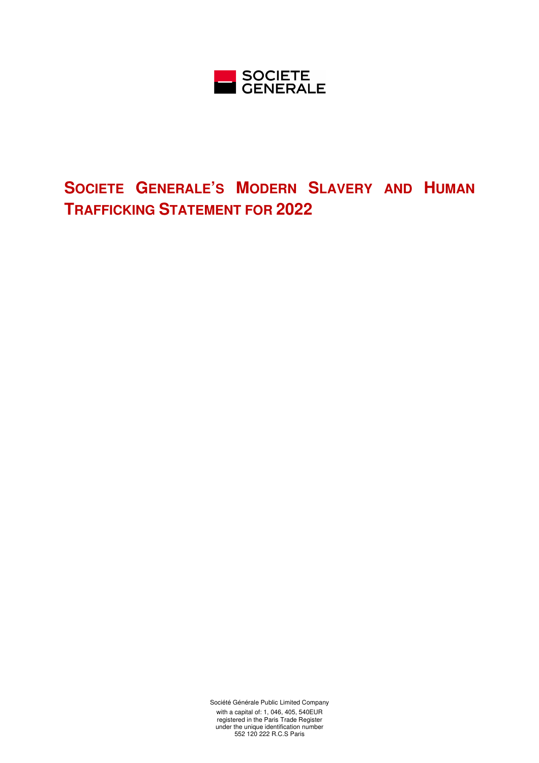SOCIETE GENERALE

# SOCIETE GENERALE'S MODERN SLAVERY AND HUMAN TRAFFICKING STATEMENT FOR 2022

Société Générale Public Limited Company
with a capital of: 1, 046, 405, 540EUR
registered in the Paris Trade Register
under the unique identification number
552 120 222 R.C.S Paris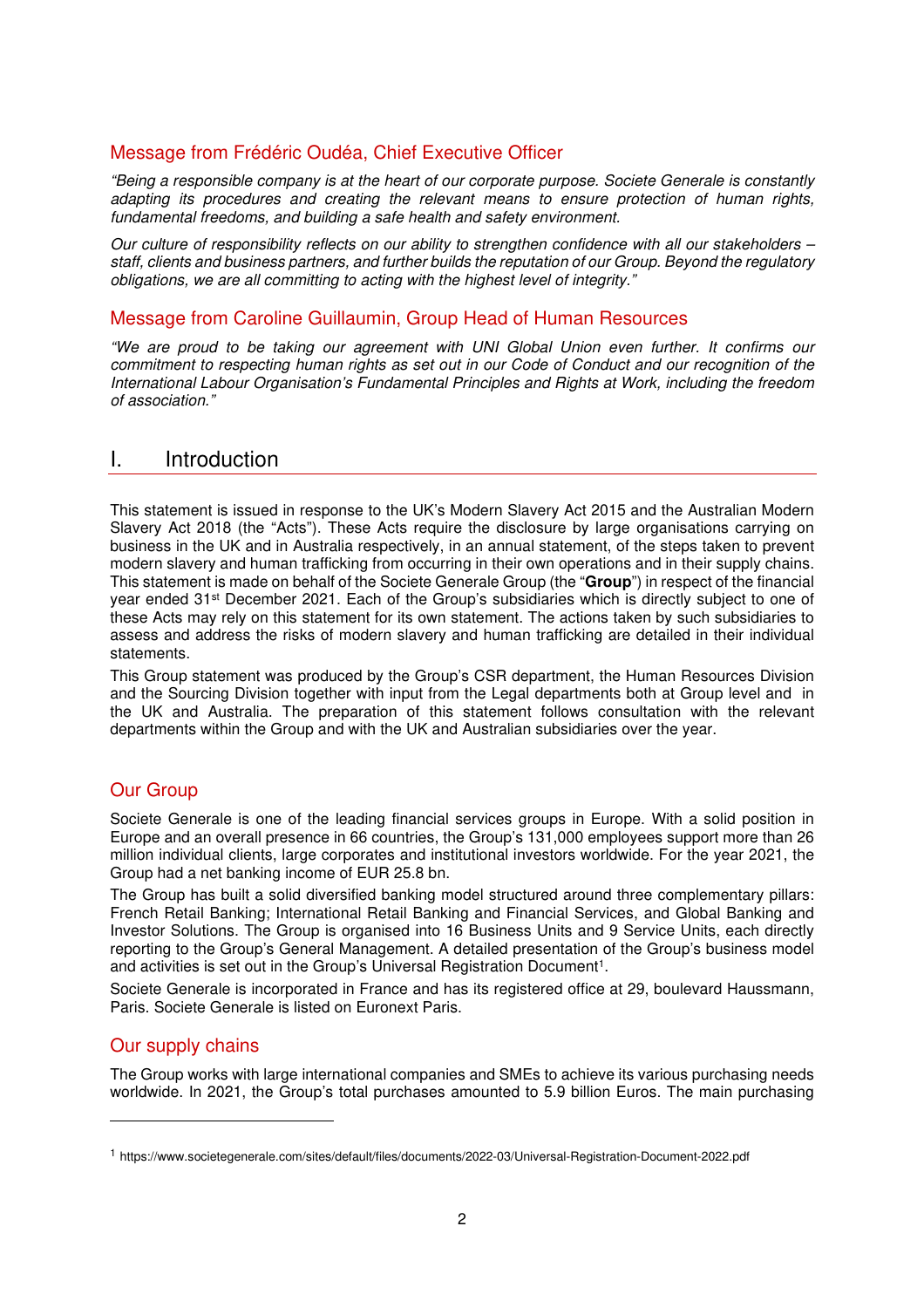## Message from Frédéric Oudéa, Chief Executive Officer

*"Being a responsible company is at the heart of our corporate purpose. Societe Generale is constantly adapting its procedures and creating the relevant means to ensure protection of human rights, fundamental freedoms, and building a safe health and safety environment.*

*Our culture of responsibility reflects on our ability to strengthen confidence with all our stakeholders – staff, clients and business partners, and further builds the reputation of our Group. Beyond the regulatory obligations, we are all committing to acting with the highest level of integrity."*

## Message from Caroline Guillaumin, Group Head of Human Resources

*"We are proud to be taking our agreement with UNI Global Union even further. It confirms our commitment to respecting human rights as set out in our Code of Conduct and our recognition of the International Labour Organisation's Fundamental Principles and Rights at Work, including the freedom of association."*

# I. Introduction

This statement is issued in response to the UK's Modern Slavery Act 2015 and the Australian Modern Slavery Act 2018 (the "Acts"). These Acts require the disclosure by large organisations carrying on business in the UK and in Australia respectively, in an annual statement, of the steps taken to prevent modern slavery and human trafficking from occurring in their own operations and in their supply chains. This statement is made on behalf of the Societe Generale Group (the "**Group**") in respect of the financial year ended 31st December 2021. Each of the Group's subsidiaries which is directly subject to one of these Acts may rely on this statement for its own statement. The actions taken by such subsidiaries to assess and address the risks of modern slavery and human trafficking are detailed in their individual statements.

This Group statement was produced by the Group's CSR department, the Human Resources Division and the Sourcing Division together with input from the Legal departments both at Group level and in the UK and Australia. The preparation of this statement follows consultation with the relevant departments within the Group and with the UK and Australian subsidiaries over the year.

## Our Group

Societe Generale is one of the leading financial services groups in Europe. With a solid position in Europe and an overall presence in 66 countries, the Group's 131,000 employees support more than 26 million individual clients, large corporates and institutional investors worldwide. For the year 2021, the Group had a net banking income of EUR 25.8 bn.

The Group has built a solid diversified banking model structured around three complementary pillars: French Retail Banking; International Retail Banking and Financial Services, and Global Banking and Investor Solutions. The Group is organised into 16 Business Units and 9 Service Units, each directly reporting to the Group's General Management. A detailed presentation of the Group's business model and activities is set out in the Group's Universal Registration Document[1].

Societe Generale is incorporated in France and has its registered office at 29, boulevard Haussmann, Paris. Societe Generale is listed on Euronext Paris.

## Our supply chains

The Group works with large international companies and SMEs to achieve its various purchasing needs worldwide. In 2021, the Group's total purchases amounted to 5.9 billion Euros. The main purchasing

---

[1] https://www.societegenerale.com/sites/default/files/documents/2022-03/Universal-Registration-Document-2022.pdf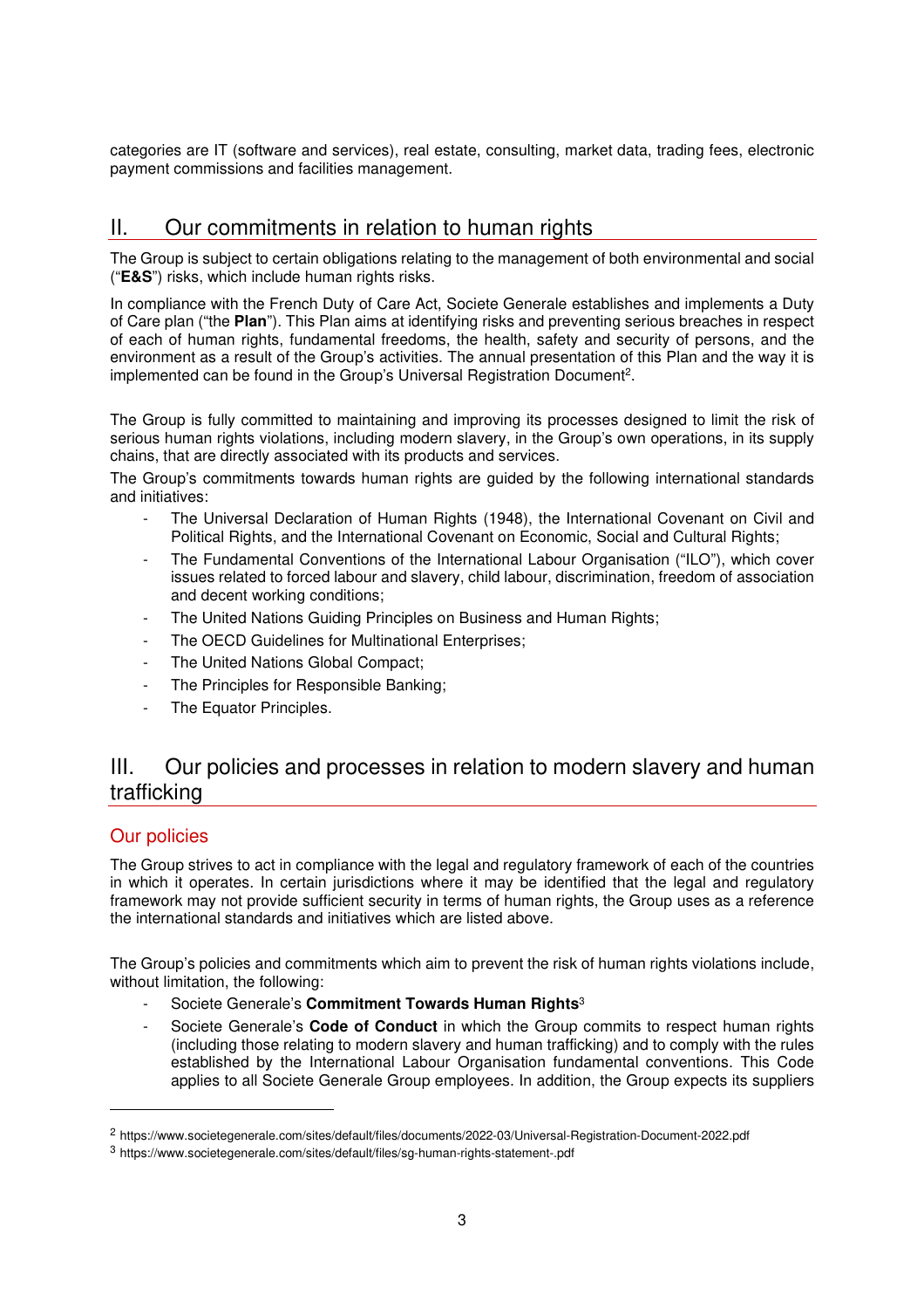categories are IT (software and services), real estate, consulting, market data, trading fees, electronic payment commissions and facilities management.

## II. Our commitments in relation to human rights

The Group is subject to certain obligations relating to the management of both environmental and social ("**E&S**") risks, which include human rights risks.

In compliance with the French Duty of Care Act, Societe Generale establishes and implements a Duty of Care plan ("the **Plan**"). This Plan aims at identifying risks and preventing serious breaches in respect of each of human rights, fundamental freedoms, the health, safety and security of persons, and the environment as a result of the Group's activities. The annual presentation of this Plan and the way it is implemented can be found in the Group's Universal Registration Document[2].

The Group is fully committed to maintaining and improving its processes designed to limit the risk of serious human rights violations, including modern slavery, in the Group's own operations, in its supply chains, that are directly associated with its products and services.

The Group's commitments towards human rights are guided by the following international standards and initiatives:

- The Universal Declaration of Human Rights (1948), the International Covenant on Civil and Political Rights, and the International Covenant on Economic, Social and Cultural Rights;
- The Fundamental Conventions of the International Labour Organisation ("ILO"), which cover issues related to forced labour and slavery, child labour, discrimination, freedom of association and decent working conditions;
- The United Nations Guiding Principles on Business and Human Rights;
- The OECD Guidelines for Multinational Enterprises;
- The United Nations Global Compact;
- The Principles for Responsible Banking;
- The Equator Principles.

## III. Our policies and processes in relation to modern slavery and human trafficking

### Our policies

The Group strives to act in compliance with the legal and regulatory framework of each of the countries in which it operates. In certain jurisdictions where it may be identified that the legal and regulatory framework may not provide sufficient security in terms of human rights, the Group uses as a reference the international standards and initiatives which are listed above.

The Group's policies and commitments which aim to prevent the risk of human rights violations include, without limitation, the following:

- Societe Generale's **Commitment Towards Human Rights**[3]
- Societe Generale's **Code of Conduct** in which the Group commits to respect human rights (including those relating to modern slavery and human trafficking) and to comply with the rules established by the International Labour Organisation fundamental conventions. This Code applies to all Societe Generale Group employees. In addition, the Group expects its suppliers

---

[2] https://www.societegenerale.com/sites/default/files/documents/2022-03/Universal-Registration-Document-2022.pdf

[3] https://www.societegenerale.com/sites/default/files/sg-human-rights-statement-.pdf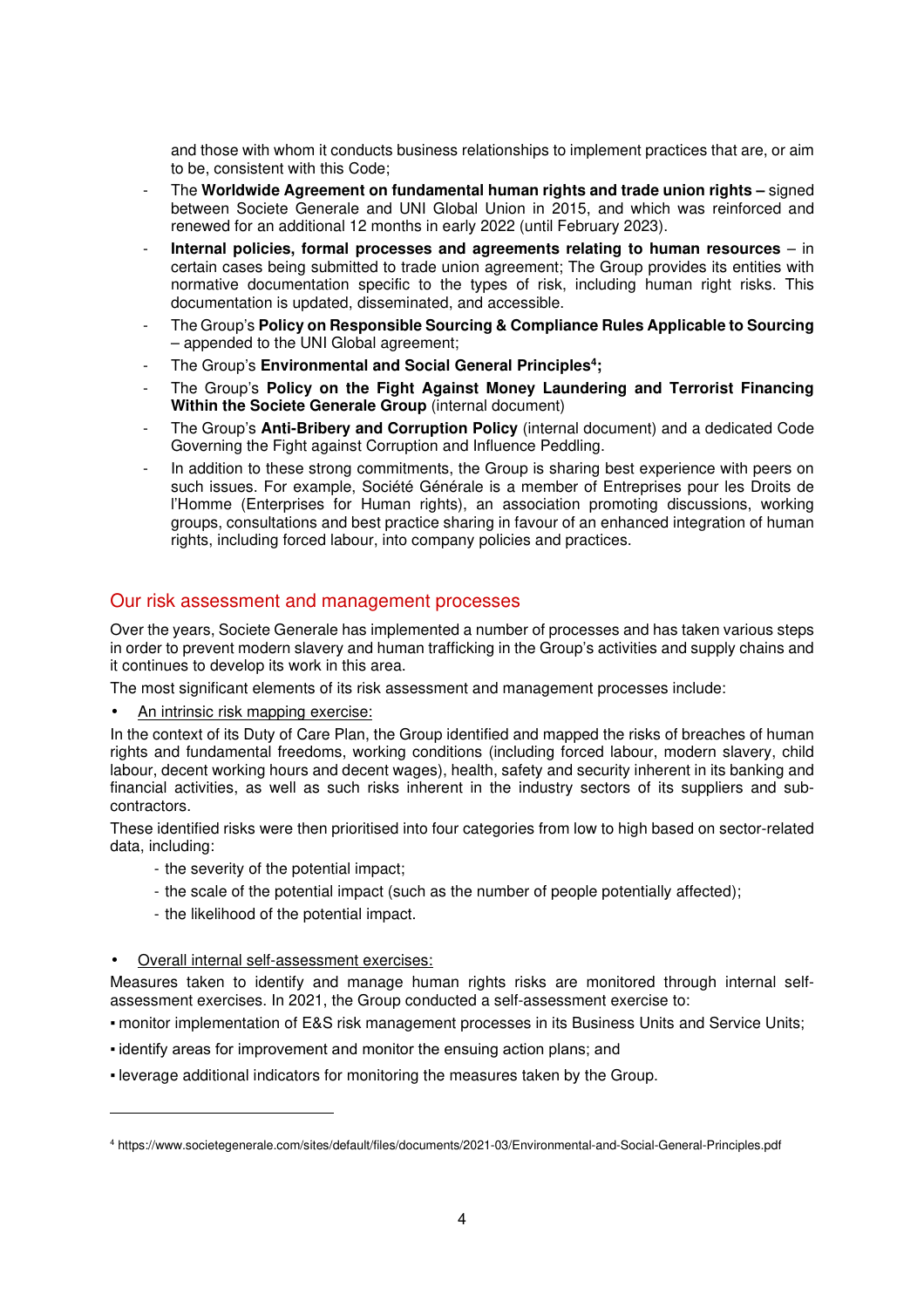and those with whom it conducts business relationships to implement practices that are, or aim to be, consistent with this Code;

- The **Worldwide Agreement on fundamental human rights and trade union rights –** signed between Societe Generale and UNI Global Union in 2015, and which was reinforced and renewed for an additional 12 months in early 2022 (until February 2023).
- **Internal policies, formal processes and agreements relating to human resources** – in certain cases being submitted to trade union agreement; The Group provides its entities with normative documentation specific to the types of risk, including human right risks. This documentation is updated, disseminated, and accessible.
- The Group's **Policy on Responsible Sourcing & Compliance Rules Applicable to Sourcing** – appended to the UNI Global agreement;
- The Group's **Environmental and Social General Principles[4];**
- The Group's **Policy on the Fight Against Money Laundering and Terrorist Financing Within the Societe Generale Group** (internal document)
- The Group's **Anti-Bribery and Corruption Policy** (internal document) and a dedicated Code Governing the Fight against Corruption and Influence Peddling.
- In addition to these strong commitments, the Group is sharing best experience with peers on such issues. For example, Société Générale is a member of Entreprises pour les Droits de l'Homme (Enterprises for Human rights), an association promoting discussions, working groups, consultations and best practice sharing in favour of an enhanced integration of human rights, including forced labour, into company policies and practices.

## Our risk assessment and management processes

Over the years, Societe Generale has implemented a number of processes and has taken various steps in order to prevent modern slavery and human trafficking in the Group's activities and supply chains and it continues to develop its work in this area.

The most significant elements of its risk assessment and management processes include:

- An intrinsic risk mapping exercise:

In the context of its Duty of Care Plan, the Group identified and mapped the risks of breaches of human rights and fundamental freedoms, working conditions (including forced labour, modern slavery, child labour, decent working hours and decent wages), health, safety and security inherent in its banking and financial activities, as well as such risks inherent in the industry sectors of its suppliers and sub-contractors.

These identified risks were then prioritised into four categories from low to high based on sector-related data, including:

- the severity of the potential impact;
- the scale of the potential impact (such as the number of people potentially affected);
- the likelihood of the potential impact.

- Overall internal self-assessment exercises:

Measures taken to identify and manage human rights risks are monitored through internal self-assessment exercises. In 2021, the Group conducted a self-assessment exercise to:

- monitor implementation of E&S risk management processes in its Business Units and Service Units;
- identify areas for improvement and monitor the ensuing action plans; and
- leverage additional indicators for monitoring the measures taken by the Group.

---

[4] https://www.societegenerale.com/sites/default/files/documents/2021-03/Environmental-and-Social-General-Principles.pdf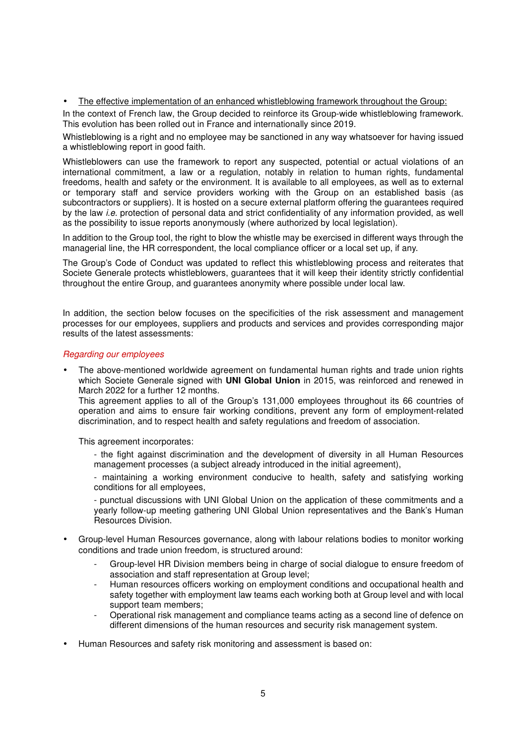- <u>The effective implementation of an enhanced whistleblowing framework throughout the Group:</u>

In the context of French law, the Group decided to reinforce its Group-wide whistleblowing framework. This evolution has been rolled out in France and internationally since 2019.

Whistleblowing is a right and no employee may be sanctioned in any way whatsoever for having issued a whistleblowing report in good faith.

Whistleblowers can use the framework to report any suspected, potential or actual violations of an international commitment, a law or a regulation, notably in relation to human rights, fundamental freedoms, health and safety or the environment. It is available to all employees, as well as to external or temporary staff and service providers working with the Group on an established basis (as subcontractors or suppliers). It is hosted on a secure external platform offering the guarantees required by the law *i.e.* protection of personal data and strict confidentiality of any information provided, as well as the possibility to issue reports anonymously (where authorized by local legislation).

In addition to the Group tool, the right to blow the whistle may be exercised in different ways through the managerial line, the HR correspondent, the local compliance officer or a local set up, if any.

The Group's Code of Conduct was updated to reflect this whistleblowing process and reiterates that Societe Generale protects whistleblowers, guarantees that it will keep their identity strictly confidential throughout the entire Group, and guarantees anonymity where possible under local law.

In addition, the section below focuses on the specificities of the risk assessment and management processes for our employees, suppliers and products and services and provides corresponding major results of the latest assessments:

*Regarding our employees*

- The above-mentioned worldwide agreement on fundamental human rights and trade union rights which Societe Generale signed with **UNI Global Union** in 2015, was reinforced and renewed in March 2022 for a further 12 months.
  This agreement applies to all of the Group's 131,000 employees throughout its 66 countries of operation and aims to ensure fair working conditions, prevent any form of employment-related discrimination, and to respect health and safety regulations and freedom of association.

  This agreement incorporates:

  - the fight against discrimination and the development of diversity in all Human Resources management processes (a subject already introduced in the initial agreement),

  - maintaining a working environment conducive to health, safety and satisfying working conditions for all employees,

  - punctual discussions with UNI Global Union on the application of these commitments and a yearly follow-up meeting gathering UNI Global Union representatives and the Bank's Human Resources Division.

- Group-level Human Resources governance, along with labour relations bodies to monitor working conditions and trade union freedom, is structured around:
  - Group-level HR Division members being in charge of social dialogue to ensure freedom of association and staff representation at Group level;
  - Human resources officers working on employment conditions and occupational health and safety together with employment law teams each working both at Group level and with local support team members;
  - Operational risk management and compliance teams acting as a second line of defence on different dimensions of the human resources and security risk management system.

- Human Resources and safety risk monitoring and assessment is based on: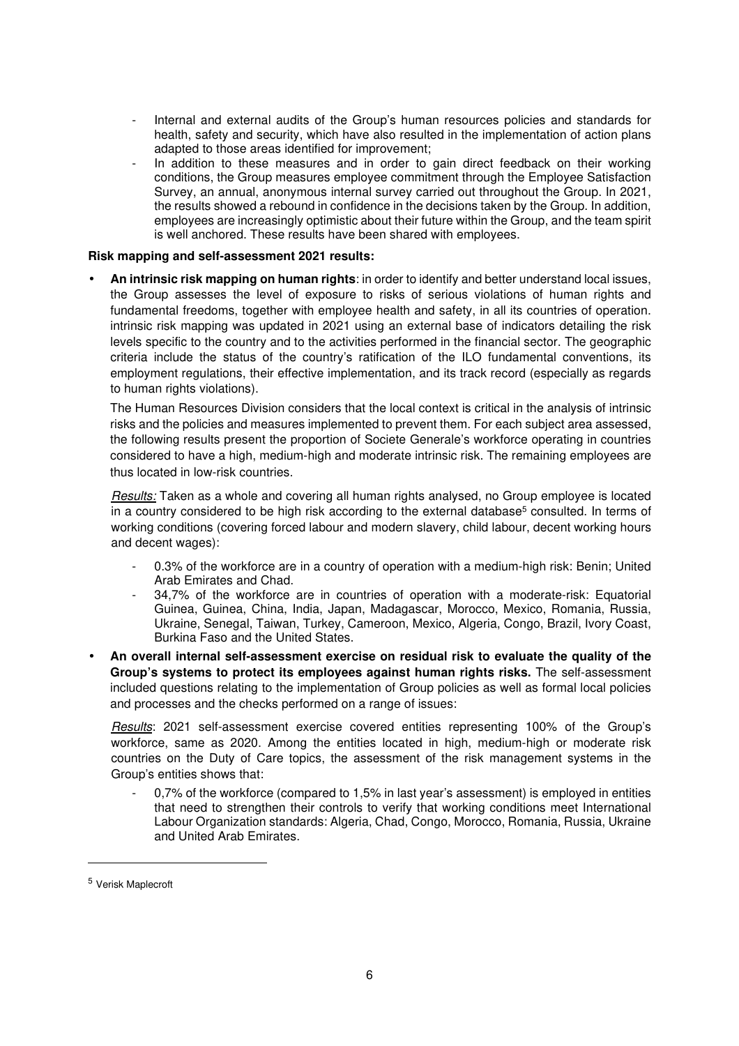- Internal and external audits of the Group's human resources policies and standards for health, safety and security, which have also resulted in the implementation of action plans adapted to those areas identified for improvement;
- In addition to these measures and in order to gain direct feedback on their working conditions, the Group measures employee commitment through the Employee Satisfaction Survey, an annual, anonymous internal survey carried out throughout the Group. In 2021, the results showed a rebound in confidence in the decisions taken by the Group. In addition, employees are increasingly optimistic about their future within the Group, and the team spirit is well anchored. These results have been shared with employees.

**Risk mapping and self-assessment 2021 results:**

- **An intrinsic risk mapping on human rights**: in order to identify and better understand local issues, the Group assesses the level of exposure to risks of serious violations of human rights and fundamental freedoms, together with employee health and safety, in all its countries of operation. intrinsic risk mapping was updated in 2021 using an external base of indicators detailing the risk levels specific to the country and to the activities performed in the financial sector. The geographic criteria include the status of the country's ratification of the ILO fundamental conventions, its employment regulations, their effective implementation, and its track record (especially as regards to human rights violations).

  The Human Resources Division considers that the local context is critical in the analysis of intrinsic risks and the policies and measures implemented to prevent them. For each subject area assessed, the following results present the proportion of Societe Generale's workforce operating in countries considered to have a high, medium-high and moderate intrinsic risk. The remaining employees are thus located in low-risk countries.

  *Results:* Taken as a whole and covering all human rights analysed, no Group employee is located in a country considered to be high risk according to the external database[5] consulted. In terms of working conditions (covering forced labour and modern slavery, child labour, decent working hours and decent wages):

  - 0.3% of the workforce are in a country of operation with a medium-high risk: Benin; United Arab Emirates and Chad.
  - 34,7% of the workforce are in countries of operation with a moderate-risk: Equatorial Guinea, Guinea, China, India, Japan, Madagascar, Morocco, Mexico, Romania, Russia, Ukraine, Senegal, Taiwan, Turkey, Cameroon, Mexico, Algeria, Congo, Brazil, Ivory Coast, Burkina Faso and the United States.

- **An overall internal self-assessment exercise on residual risk to evaluate the quality of the Group's systems to protect its employees against human rights risks.** The self-assessment included questions relating to the implementation of Group policies as well as formal local policies and processes and the checks performed on a range of issues:

  *Results*: 2021 self-assessment exercise covered entities representing 100% of the Group's workforce, same as 2020. Among the entities located in high, medium-high or moderate risk countries on the Duty of Care topics, the assessment of the risk management systems in the Group's entities shows that:

  - 0,7% of the workforce (compared to 1,5% in last year's assessment) is employed in entities that need to strengthen their controls to verify that working conditions meet International Labour Organization standards: Algeria, Chad, Congo, Morocco, Romania, Russia, Ukraine and United Arab Emirates.

---

[5] Verisk Maplecroft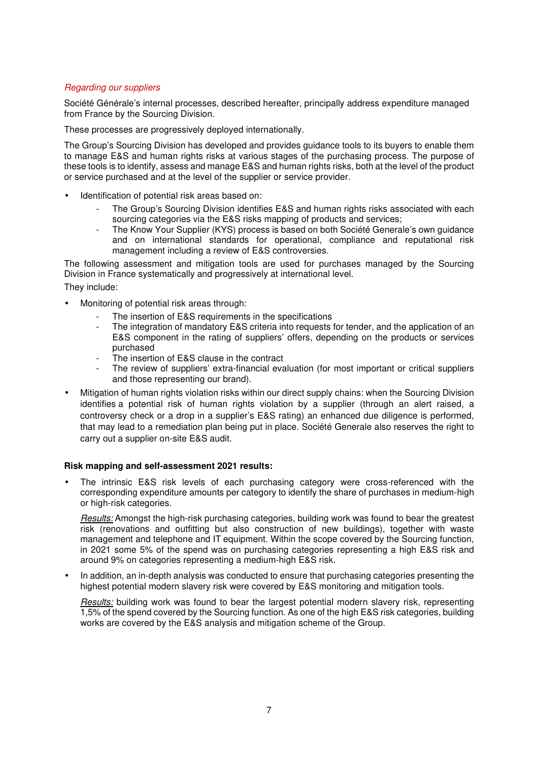*Regarding our suppliers*

Société Générale's internal processes, described hereafter, principally address expenditure managed from France by the Sourcing Division.

These processes are progressively deployed internationally.

The Group's Sourcing Division has developed and provides guidance tools to its buyers to enable them to manage E&S and human rights risks at various stages of the purchasing process. The purpose of these tools is to identify, assess and manage E&S and human rights risks, both at the level of the product or service purchased and at the level of the supplier or service provider.

- Identification of potential risk areas based on:
  - The Group's Sourcing Division identifies E&S and human rights risks associated with each sourcing categories via the E&S risks mapping of products and services;
  - The Know Your Supplier (KYS) process is based on both Société Generale's own guidance and on international standards for operational, compliance and reputational risk management including a review of E&S controversies.

The following assessment and mitigation tools are used for purchases managed by the Sourcing Division in France systematically and progressively at international level.

They include:

- Monitoring of potential risk areas through:
  - The insertion of E&S requirements in the specifications
  - The integration of mandatory E&S criteria into requests for tender, and the application of an E&S component in the rating of suppliers' offers, depending on the products or services purchased
  - The insertion of E&S clause in the contract
  - The review of suppliers' extra-financial evaluation (for most important or critical suppliers and those representing our brand).
- Mitigation of human rights violation risks within our direct supply chains: when the Sourcing Division identifies a potential risk of human rights violation by a supplier (through an alert raised, a controversy check or a drop in a supplier's E&S rating) an enhanced due diligence is performed, that may lead to a remediation plan being put in place. Société Generale also reserves the right to carry out a supplier on-site E&S audit.

**Risk mapping and self-assessment 2021 results:**

- The intrinsic E&S risk levels of each purchasing category were cross-referenced with the corresponding expenditure amounts per category to identify the share of purchases in medium-high or high-risk categories.

  *Results:* Amongst the high-risk purchasing categories, building work was found to bear the greatest risk (renovations and outfitting but also construction of new buildings), together with waste management and telephone and IT equipment. Within the scope covered by the Sourcing function, in 2021 some 5% of the spend was on purchasing categories representing a high E&S risk and around 9% on categories representing a medium-high E&S risk.

- In addition, an in-depth analysis was conducted to ensure that purchasing categories presenting the highest potential modern slavery risk were covered by E&S monitoring and mitigation tools.

  *Results:* building work was found to bear the largest potential modern slavery risk, representing 1,5% of the spend covered by the Sourcing function. As one of the high E&S risk categories, building works are covered by the E&S analysis and mitigation scheme of the Group.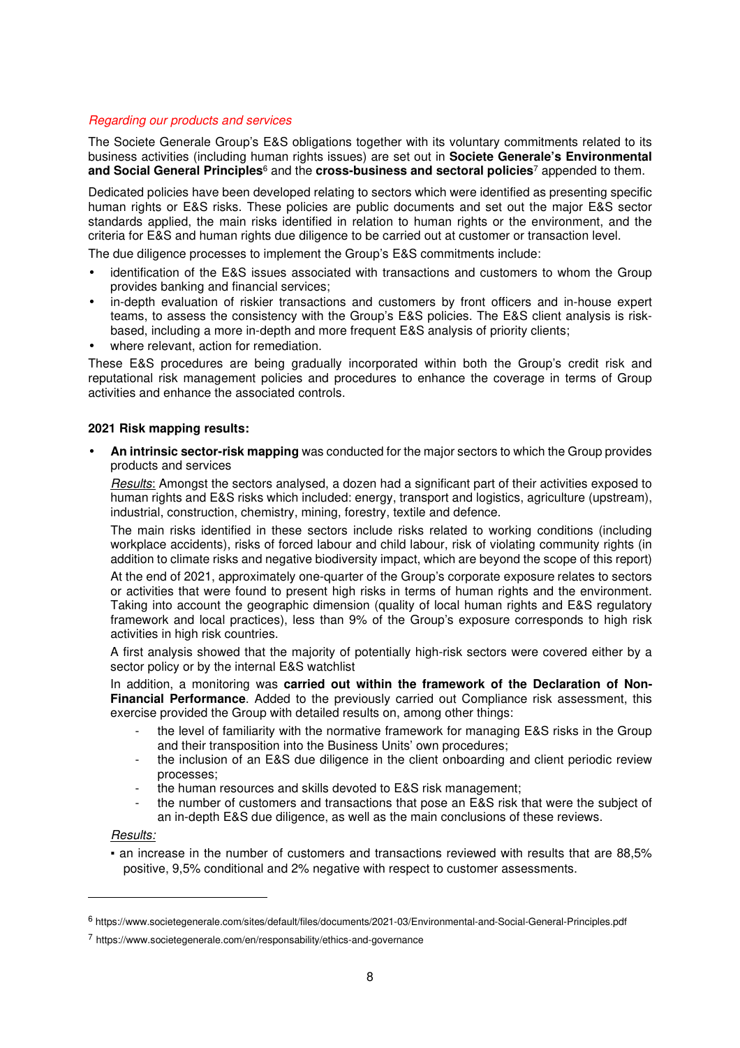*Regarding our products and services*

The Societe Generale Group's E&S obligations together with its voluntary commitments related to its business activities (including human rights issues) are set out in **Societe Generale's Environmental and Social General Principles**[6] and the **cross-business and sectoral policies**[7] appended to them.

Dedicated policies have been developed relating to sectors which were identified as presenting specific human rights or E&S risks. These policies are public documents and set out the major E&S sector standards applied, the main risks identified in relation to human rights or the environment, and the criteria for E&S and human rights due diligence to be carried out at customer or transaction level.

The due diligence processes to implement the Group's E&S commitments include:

- identification of the E&S issues associated with transactions and customers to whom the Group provides banking and financial services;
- in-depth evaluation of riskier transactions and customers by front officers and in-house expert teams, to assess the consistency with the Group's E&S policies. The E&S client analysis is risk-based, including a more in-depth and more frequent E&S analysis of priority clients;
- where relevant, action for remediation.

These E&S procedures are being gradually incorporated within both the Group's credit risk and reputational risk management policies and procedures to enhance the coverage in terms of Group activities and enhance the associated controls.

**2021 Risk mapping results:**

- **An intrinsic sector-risk mapping** was conducted for the major sectors to which the Group provides products and services

  *Results*: Amongst the sectors analysed, a dozen had a significant part of their activities exposed to human rights and E&S risks which included: energy, transport and logistics, agriculture (upstream), industrial, construction, chemistry, mining, forestry, textile and defence.

  The main risks identified in these sectors include risks related to working conditions (including workplace accidents), risks of forced labour and child labour, risk of violating community rights (in addition to climate risks and negative biodiversity impact, which are beyond the scope of this report)

  At the end of 2021, approximately one-quarter of the Group's corporate exposure relates to sectors or activities that were found to present high risks in terms of human rights and the environment. Taking into account the geographic dimension (quality of local human rights and E&S regulatory framework and local practices), less than 9% of the Group's exposure corresponds to high risk activities in high risk countries.

  A first analysis showed that the majority of potentially high-risk sectors were covered either by a sector policy or by the internal E&S watchlist

  In addition, a monitoring was **carried out within the framework of the Declaration of Non-Financial Performance**. Added to the previously carried out Compliance risk assessment, this exercise provided the Group with detailed results on, among other things:

  - the level of familiarity with the normative framework for managing E&S risks in the Group and their transposition into the Business Units' own procedures;
  - the inclusion of an E&S due diligence in the client onboarding and client periodic review processes;
  - the human resources and skills devoted to E&S risk management;
  - the number of customers and transactions that pose an E&S risk that were the subject of an in-depth E&S due diligence, as well as the main conclusions of these reviews.

  *Results:*

  - an increase in the number of customers and transactions reviewed with results that are 88,5% positive, 9,5% conditional and 2% negative with respect to customer assessments.

---

[6] https://www.societegenerale.com/sites/default/files/documents/2021-03/Environmental-and-Social-General-Principles.pdf

[7] https://www.societegenerale.com/en/responsability/ethics-and-governance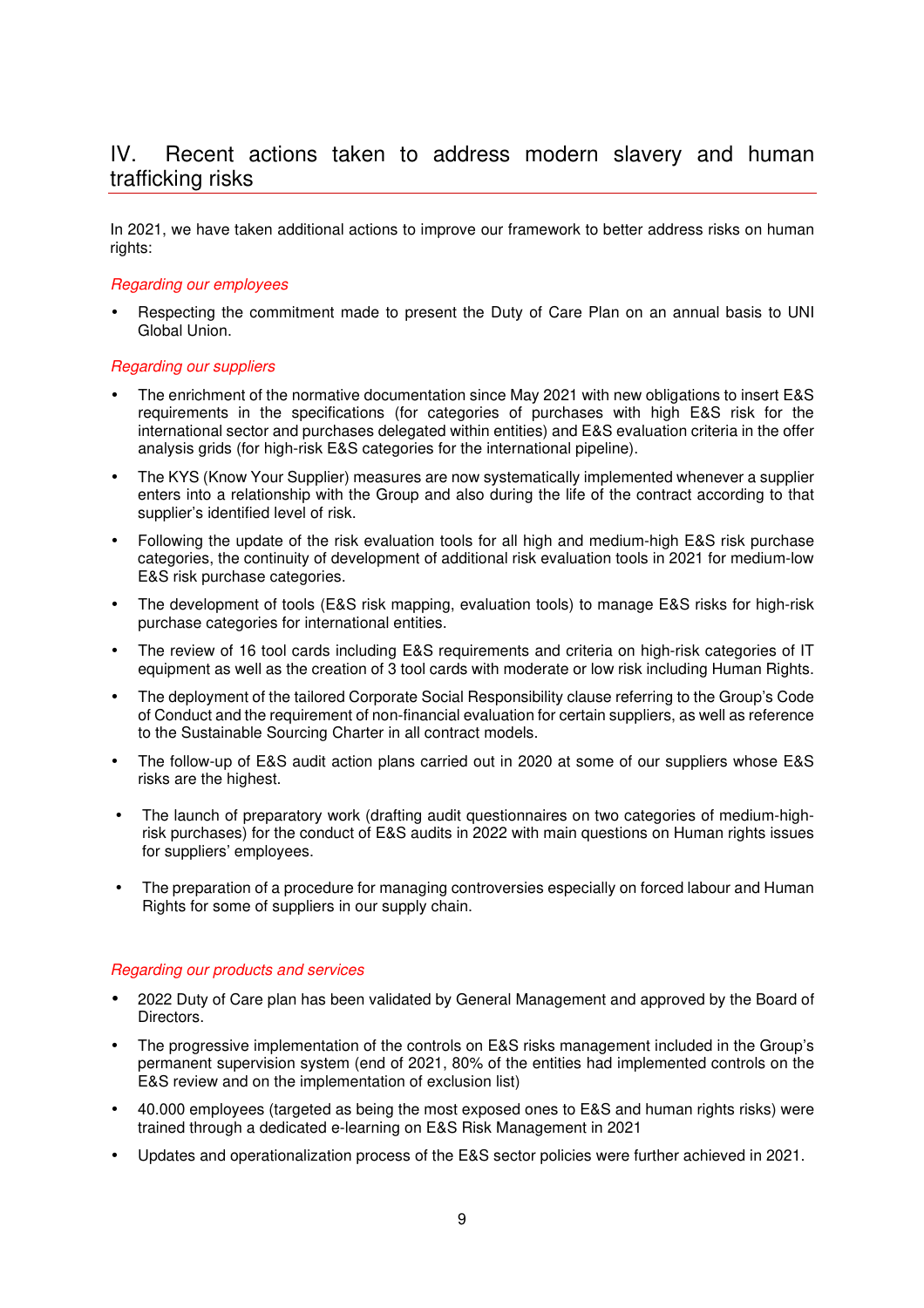## IV. Recent actions taken to address modern slavery and human trafficking risks

In 2021, we have taken additional actions to improve our framework to better address risks on human rights:

*Regarding our employees*

- Respecting the commitment made to present the Duty of Care Plan on an annual basis to UNI Global Union.

*Regarding our suppliers*

- The enrichment of the normative documentation since May 2021 with new obligations to insert E&S requirements in the specifications (for categories of purchases with high E&S risk for the international sector and purchases delegated within entities) and E&S evaluation criteria in the offer analysis grids (for high-risk E&S categories for the international pipeline).
- The KYS (Know Your Supplier) measures are now systematically implemented whenever a supplier enters into a relationship with the Group and also during the life of the contract according to that supplier's identified level of risk.
- Following the update of the risk evaluation tools for all high and medium-high E&S risk purchase categories, the continuity of development of additional risk evaluation tools in 2021 for medium-low E&S risk purchase categories.
- The development of tools (E&S risk mapping, evaluation tools) to manage E&S risks for high-risk purchase categories for international entities.
- The review of 16 tool cards including E&S requirements and criteria on high-risk categories of IT equipment as well as the creation of 3 tool cards with moderate or low risk including Human Rights.
- The deployment of the tailored Corporate Social Responsibility clause referring to the Group's Code of Conduct and the requirement of non-financial evaluation for certain suppliers, as well as reference to the Sustainable Sourcing Charter in all contract models.
- The follow-up of E&S audit action plans carried out in 2020 at some of our suppliers whose E&S risks are the highest.
- The launch of preparatory work (drafting audit questionnaires on two categories of medium-high-risk purchases) for the conduct of E&S audits in 2022 with main questions on Human rights issues for suppliers' employees.
- The preparation of a procedure for managing controversies especially on forced labour and Human Rights for some of suppliers in our supply chain.

*Regarding our products and services*

- 2022 Duty of Care plan has been validated by General Management and approved by the Board of Directors.
- The progressive implementation of the controls on E&S risks management included in the Group's permanent supervision system (end of 2021, 80% of the entities had implemented controls on the E&S review and on the implementation of exclusion list)
- 40.000 employees (targeted as being the most exposed ones to E&S and human rights risks) were trained through a dedicated e-learning on E&S Risk Management in 2021
- Updates and operationalization process of the E&S sector policies were further achieved in 2021.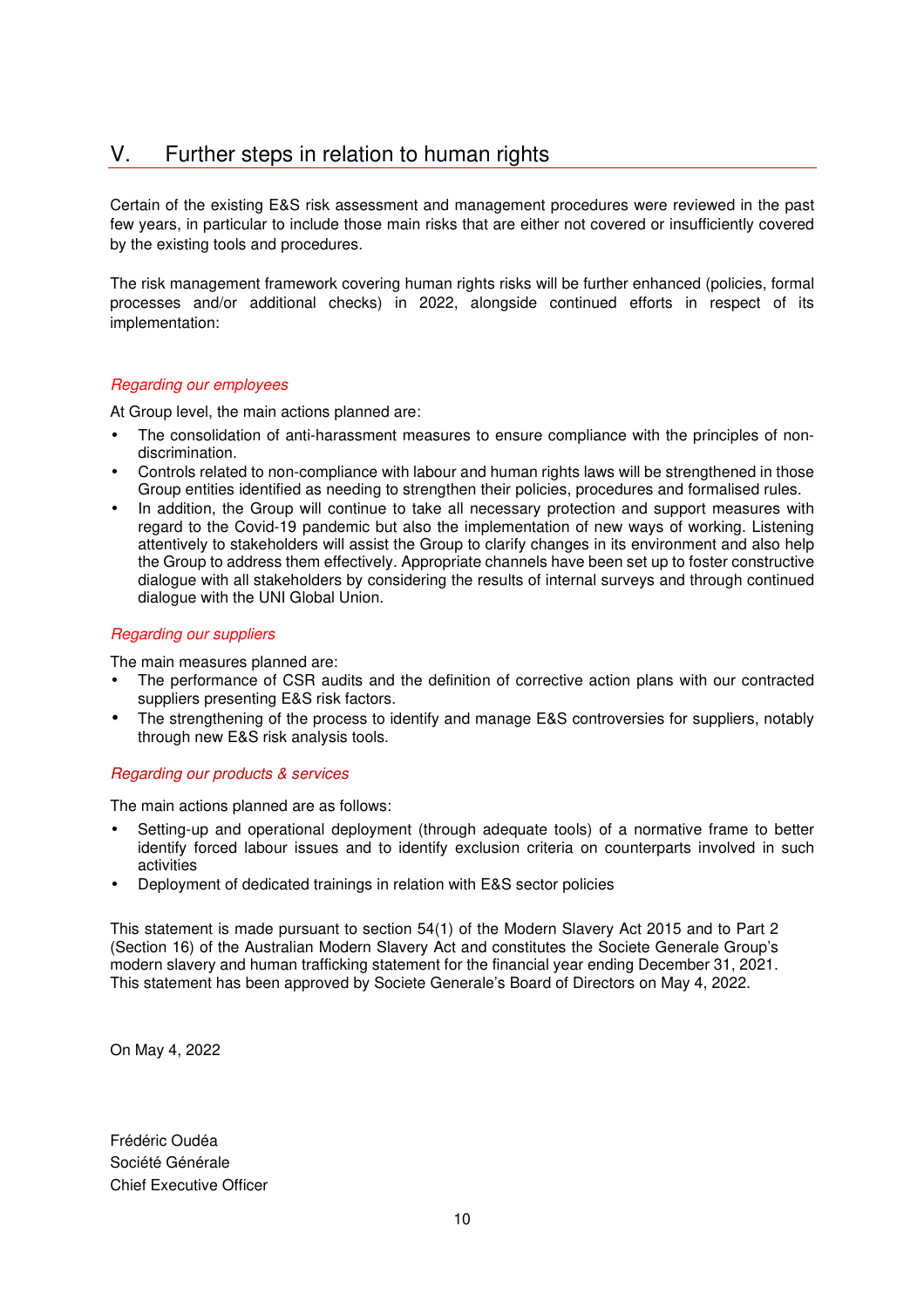## V. Further steps in relation to human rights

Certain of the existing E&S risk assessment and management procedures were reviewed in the past few years, in particular to include those main risks that are either not covered or insufficiently covered by the existing tools and procedures.

The risk management framework covering human rights risks will be further enhanced (policies, formal processes and/or additional checks) in 2022, alongside continued efforts in respect of its implementation:

*Regarding our employees*

At Group level, the main actions planned are:

- The consolidation of anti-harassment measures to ensure compliance with the principles of non-discrimination.
- Controls related to non-compliance with labour and human rights laws will be strengthened in those Group entities identified as needing to strengthen their policies, procedures and formalised rules.
- In addition, the Group will continue to take all necessary protection and support measures with regard to the Covid-19 pandemic but also the implementation of new ways of working. Listening attentively to stakeholders will assist the Group to clarify changes in its environment and also help the Group to address them effectively. Appropriate channels have been set up to foster constructive dialogue with all stakeholders by considering the results of internal surveys and through continued dialogue with the UNI Global Union.

*Regarding our suppliers*

The main measures planned are:

- The performance of CSR audits and the definition of corrective action plans with our contracted suppliers presenting E&S risk factors.
- The strengthening of the process to identify and manage E&S controversies for suppliers, notably through new E&S risk analysis tools.

*Regarding our products & services*

The main actions planned are as follows:

- Setting-up and operational deployment (through adequate tools) of a normative frame to better identify forced labour issues and to identify exclusion criteria on counterparts involved in such activities
- Deployment of dedicated trainings in relation with E&S sector policies

This statement is made pursuant to section 54(1) of the Modern Slavery Act 2015 and to Part 2 (Section 16) of the Australian Modern Slavery Act and constitutes the Societe Generale Group's modern slavery and human trafficking statement for the financial year ending December 31, 2021. This statement has been approved by Societe Generale's Board of Directors on May 4, 2022.

On May 4, 2022

Frédéric Oudéa
Société Générale
Chief Executive Officer